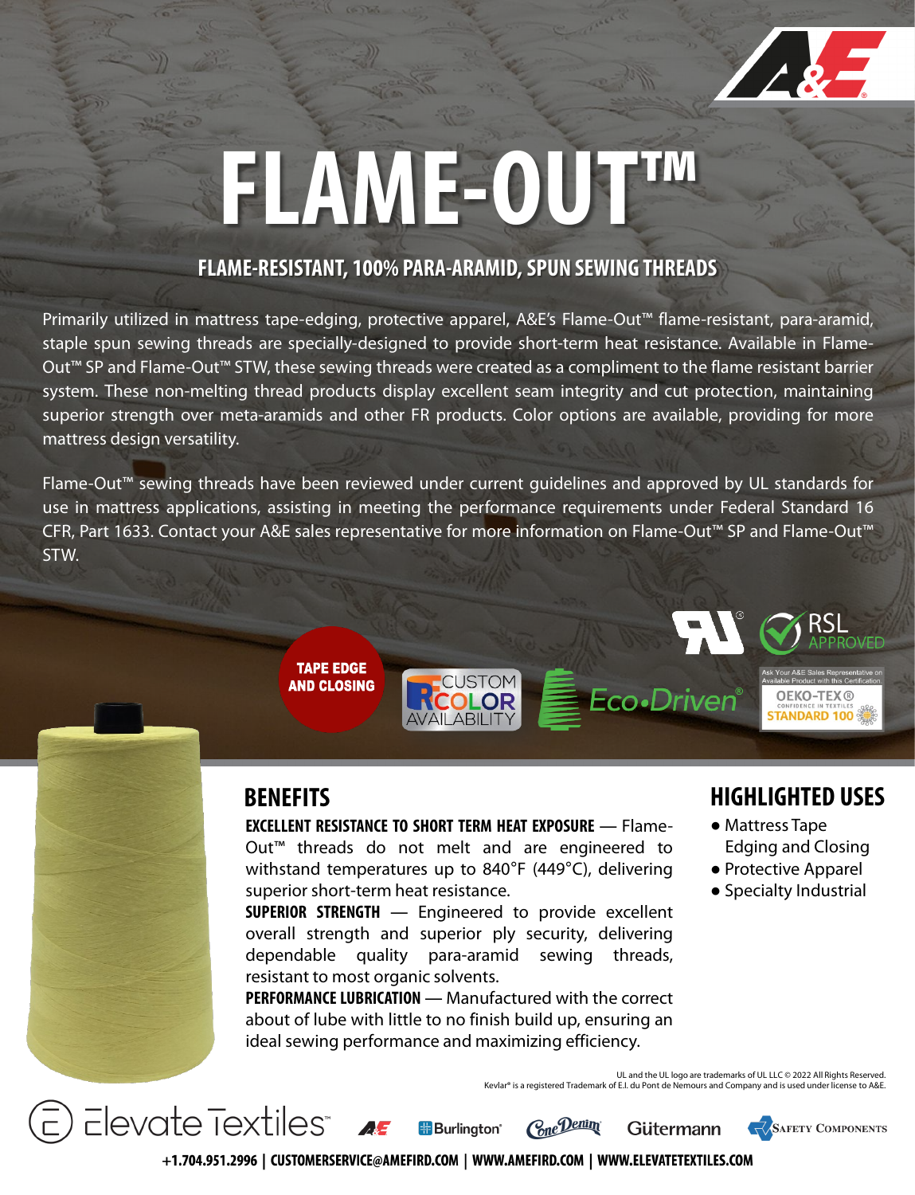# FLAME-OUT™

## FLAME-RESISTANT, 100% PARA-ARAMID, SPUN SEWING THREADS

Primarily utilized in mattress tape-edging, protective apparel, A&E's Flame-Out™ flame-resistant, para-aramid, staple spun sewing threads are specially-designed to provide short-term heat resistance. Available in Flame-Out™ SP and Flame-Out™ STW, these sewing threads were created as a compliment to the flame resistant barrier system. These non-melting thread products display excellent seam integrity and cut protection, maintaining superior strength over meta-aramids and other FR products. Color options are available, providing for more mattress design versatility.

Flame-Out™ sewing threads have been reviewed under current guidelines and approved by UL standards for use in mattress applications, assisting in meeting the performance requirements under Federal Standard 16 CFR, Part 1633. Contact your A&E sales representative for more information on Flame-Out™ SP and Flame-Out™ STW.

TAPE EDGE AND CLOSING

CUSTOM COLOR AVAILABILITY

Eco•Driven®

RSL APPROVED

Ask Your A&E Sales Representative on Available Product with this Certification. OEKO-TEX® CONFIDENCE IN TEXTILES STANDARD 100

## BENEFITS

**EXCELLENT RESISTANCE TO SHORT TERM HEAT EXPOSURE** — Flame-Out™ threads do not melt and are engineered to withstand temperatures up to 840°F (449°C), delivering superior short-term heat resistance.

**SUPERIOR STRENGTH** — Engineered to provide excellent overall strength and superior ply security, delivering dependable quality para-aramid sewing threads, resistant to most organic solvents.

**PERFORMANCE LUBRICATION** — Manufactured with the correct about of lube with little to no finish build up, ensuring an ideal sewing performance and maximizing efficiency.

## HIGHLIGHTED USES

- Mattress Tape Edging and Closing
- Protective Apparel
- Specialty Industrial

UL and the UL logo are trademarks of UL LLC © 2022 All Rights Reserved.
Kevlar® is a registered Trademark of E.I. du Pont de Nemours and Company and is used under license to A&E.

Elevate Textiles™ | A&E | Burlington® | Cone Denim | Gütermann | Safety Components

+1.704.951.2996 | CUSTOMERSERVICE@AMEFIRD.COM | WWW.AMEFIRD.COM | WWW.ELEVATETEXTILES.COM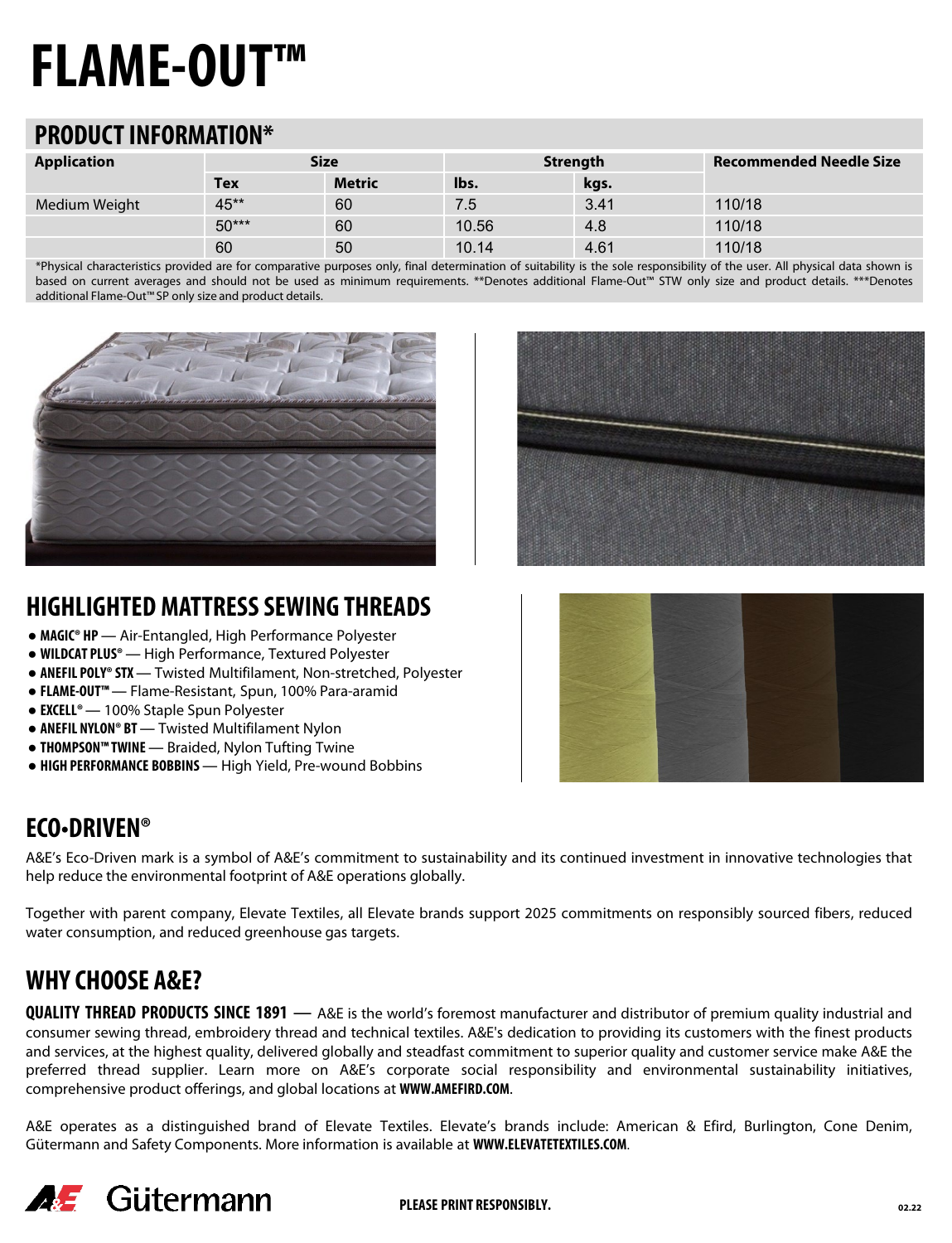# FLAME-OUT™

## PRODUCT INFORMATION*

| Application | Size | | Strength | | Recommended Needle Size |
|---|---|---|---|---|---|
| | Tex | Metric | lbs. | kgs. | |
| Medium Weight | 45** | 60 | 7.5 | 3.41 | 110/18 |
| | 50*** | 60 | 10.56 | 4.8 | 110/18 |
| | 60 | 50 | 10.14 | 4.61 | 110/18 |

*Physical characteristics provided are for comparative purposes only, final determination of suitability is the sole responsibility of the user. All physical data shown is based on current averages and should not be used as minimum requirements. **Denotes additional Flame-Out™ STW only size and product details. ***Denotes additional Flame-Out™ SP only size and product details.

## HIGHLIGHTED MATTRESS SEWING THREADS

- **MAGIC® HP** — Air-Entangled, High Performance Polyester
- **WILDCAT PLUS®** — High Performance, Textured Polyester
- **ANEFIL POLY® STX** — Twisted Multifilament, Non-stretched, Polyester
- **FLAME-OUT™** — Flame-Resistant, Spun, 100% Para-aramid
- **EXCELL®** — 100% Staple Spun Polyester
- **ANEFIL NYLON® BT** — Twisted Multifilament Nylon
- **THOMPSON™ TWINE** — Braided, Nylon Tufting Twine
- **HIGH PERFORMANCE BOBBINS** — High Yield, Pre-wound Bobbins

## ECO•DRIVEN®

A&E's Eco-Driven mark is a symbol of A&E's commitment to sustainability and its continued investment in innovative technologies that help reduce the environmental footprint of A&E operations globally.

Together with parent company, Elevate Textiles, all Elevate brands support 2025 commitments on responsibly sourced fibers, reduced water consumption, and reduced greenhouse gas targets.

## WHY CHOOSE A&E?

**QUALITY THREAD PRODUCTS SINCE 1891 —** A&E is the world's foremost manufacturer and distributor of premium quality industrial and consumer sewing thread, embroidery thread and technical textiles. A&E's dedication to providing its customers with the finest products and services, at the highest quality, delivered globally and steadfast commitment to superior quality and customer service make A&E the preferred thread supplier. Learn more on A&E's corporate social responsibility and environmental sustainability initiatives, comprehensive product offerings, and global locations at **WWW.AMEFIRD.COM**.

A&E operates as a distinguished brand of Elevate Textiles. Elevate's brands include: American & Efird, Burlington, Cone Denim, Gütermann and Safety Components. More information is available at **WWW.ELEVATETEXTILES.COM**.

A&E Gütermann

**PLEASE PRINT RESPONSIBLY.**

02.22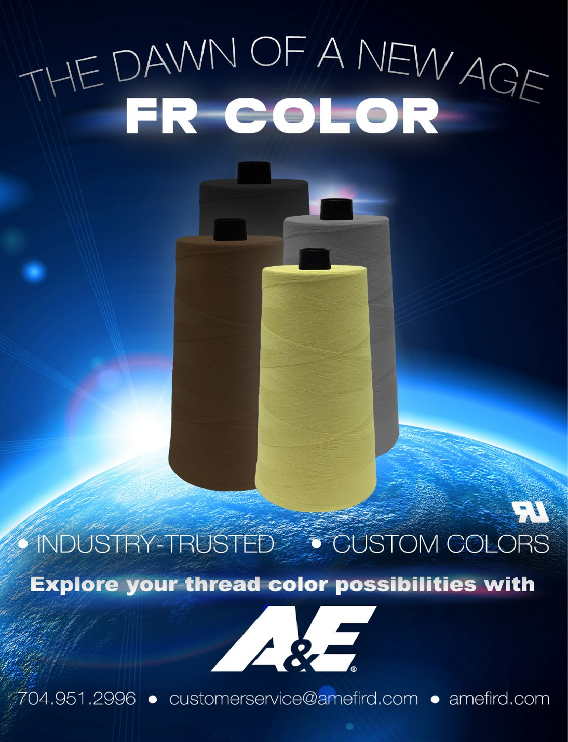# THE DAWN OF A NEW AGE

# FR COLOR

• INDUSTRY-TRUSTED • CUSTOM COLORS

**Explore your thread color possibilities with**

A&E®

704.951.2996 • customerservice@amefird.com • amefird.com